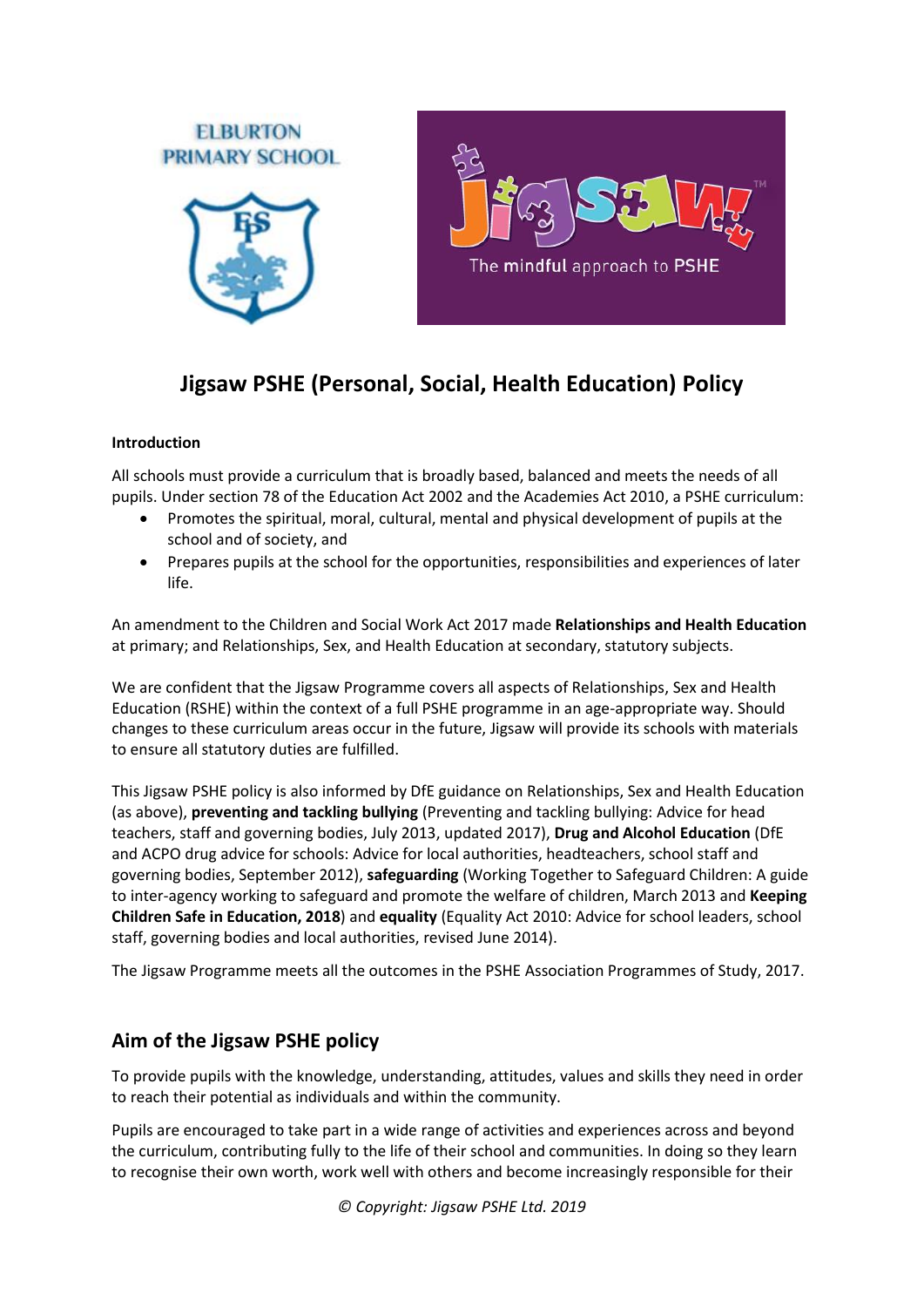# Jigsaw PSHE (Personal, Social, Health Education) Policy

**Introduction**

All schools must provide a curriculum that is broadly based, balanced and meets the needs of all pupils. Under section 78 of the Education Act 2002 and the Academies Act 2010, a PSHE curriculum:

- Promotes the spiritual, moral, cultural, mental and physical development of pupils at the school and of society, and
- Prepares pupils at the school for the opportunities, responsibilities and experiences of later life.

An amendment to the Children and Social Work Act 2017 made **Relationships and Health Education** at primary; and Relationships, Sex, and Health Education at secondary, statutory subjects.

We are confident that the Jigsaw Programme covers all aspects of Relationships, Sex and Health Education (RSHE) within the context of a full PSHE programme in an age-appropriate way. Should changes to these curriculum areas occur in the future, Jigsaw will provide its schools with materials to ensure all statutory duties are fulfilled.

This Jigsaw PSHE policy is also informed by DfE guidance on Relationships, Sex and Health Education (as above), **preventing and tackling bullying** (Preventing and tackling bullying: Advice for head teachers, staff and governing bodies, July 2013, updated 2017), **Drug and Alcohol Education** (DfE and ACPO drug advice for schools: Advice for local authorities, headteachers, school staff and governing bodies, September 2012), **safeguarding** (Working Together to Safeguard Children: A guide to inter-agency working to safeguard and promote the welfare of children, March 2013 and **Keeping Children Safe in Education, 2018**) and **equality** (Equality Act 2010: Advice for school leaders, school staff, governing bodies and local authorities, revised June 2014).

The Jigsaw Programme meets all the outcomes in the PSHE Association Programmes of Study, 2017.

## Aim of the Jigsaw PSHE policy

To provide pupils with the knowledge, understanding, attitudes, values and skills they need in order to reach their potential as individuals and within the community.

Pupils are encouraged to take part in a wide range of activities and experiences across and beyond the curriculum, contributing fully to the life of their school and communities. In doing so they learn to recognise their own worth, work well with others and become increasingly responsible for their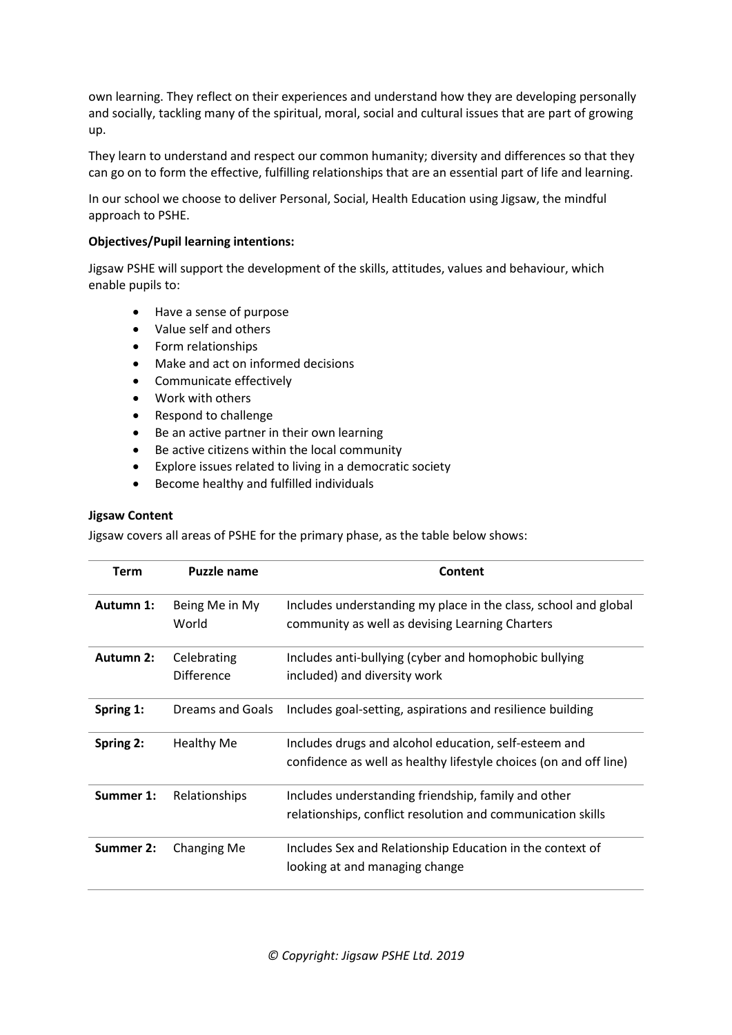own learning. They reflect on their experiences and understand how they are developing personally and socially, tackling many of the spiritual, moral, social and cultural issues that are part of growing up.

They learn to understand and respect our common humanity; diversity and differences so that they can go on to form the effective, fulfilling relationships that are an essential part of life and learning.

In our school we choose to deliver Personal, Social, Health Education using Jigsaw, the mindful approach to PSHE.

**Objectives/Pupil learning intentions:**

Jigsaw PSHE will support the development of the skills, attitudes, values and behaviour, which enable pupils to:

- Have a sense of purpose
- Value self and others
- Form relationships
- Make and act on informed decisions
- Communicate effectively
- Work with others
- Respond to challenge
- Be an active partner in their own learning
- Be active citizens within the local community
- Explore issues related to living in a democratic society
- Become healthy and fulfilled individuals

**Jigsaw Content**

Jigsaw covers all areas of PSHE for the primary phase, as the table below shows:

| Term | Puzzle name | Content |
|---|---|---|
| **Autumn 1:** | Being Me in My World | Includes understanding my place in the class, school and global community as well as devising Learning Charters |
| **Autumn 2:** | Celebrating Difference | Includes anti-bullying (cyber and homophobic bullying included) and diversity work |
| **Spring 1:** | Dreams and Goals | Includes goal-setting, aspirations and resilience building |
| **Spring 2:** | Healthy Me | Includes drugs and alcohol education, self-esteem and confidence as well as healthy lifestyle choices (on and off line) |
| **Summer 1:** | Relationships | Includes understanding friendship, family and other relationships, conflict resolution and communication skills |
| **Summer 2:** | Changing Me | Includes Sex and Relationship Education in the context of looking at and managing change |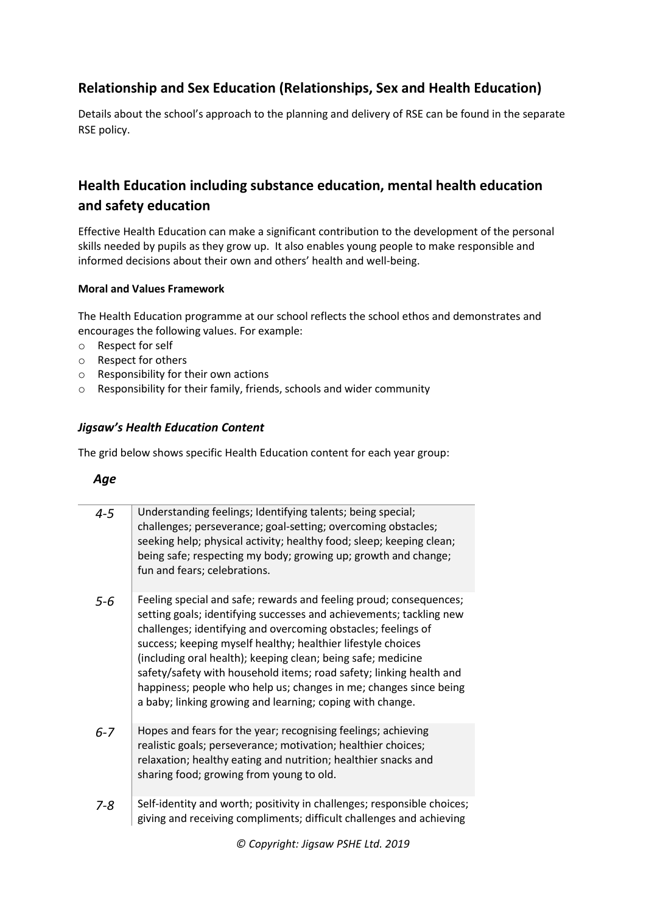## Relationship and Sex Education (Relationships, Sex and Health Education)

Details about the school's approach to the planning and delivery of RSE can be found in the separate RSE policy.

## Health Education including substance education, mental health education and safety education

Effective Health Education can make a significant contribution to the development of the personal skills needed by pupils as they grow up. It also enables young people to make responsible and informed decisions about their own and others' health and well-being.

**Moral and Values Framework**

The Health Education programme at our school reflects the school ethos and demonstrates and encourages the following values. For example:

- Respect for self
- Respect for others
- Responsibility for their own actions
- Responsibility for their family, friends, schools and wider community

### *Jigsaw's Health Education Content*

The grid below shows specific Health Education content for each year group:

| *Age* | |
|---|---|
| *4-5* | Understanding feelings; Identifying talents; being special; challenges; perseverance; goal-setting; overcoming obstacles; seeking help; physical activity; healthy food; sleep; keeping clean; being safe; respecting my body; growing up; growth and change; fun and fears; celebrations. |
| *5-6* | Feeling special and safe; rewards and feeling proud; consequences; setting goals; identifying successes and achievements; tackling new challenges; identifying and overcoming obstacles; feelings of success; keeping myself healthy; healthier lifestyle choices (including oral health); keeping clean; being safe; medicine safety/safety with household items; road safety; linking health and happiness; people who help us; changes in me; changes since being a baby; linking growing and learning; coping with change. |
| *6-7* | Hopes and fears for the year; recognising feelings; achieving realistic goals; perseverance; motivation; healthier choices; relaxation; healthy eating and nutrition; healthier snacks and sharing food; growing from young to old. |
| *7-8* | Self-identity and worth; positivity in challenges; responsible choices; giving and receiving compliments; difficult challenges and achieving |

*© Copyright: Jigsaw PSHE Ltd. 2019*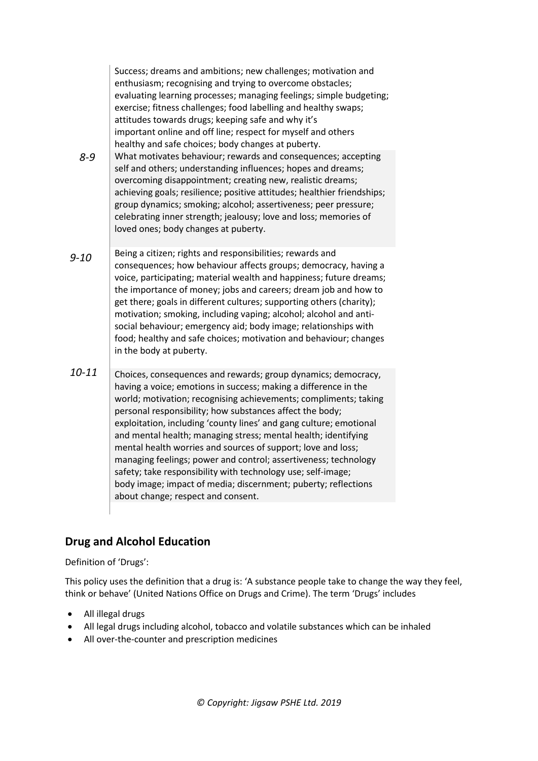| | |
|---|---|
| | Success; dreams and ambitions; new challenges; motivation and enthusiasm; recognising and trying to overcome obstacles; evaluating learning processes; managing feelings; simple budgeting; exercise; fitness challenges; food labelling and healthy swaps; attitudes towards drugs; keeping safe and why it's important online and off line; respect for myself and others healthy and safe choices; body changes at puberty. |
| *8-9* | What motivates behaviour; rewards and consequences; accepting self and others; understanding influences; hopes and dreams; overcoming disappointment; creating new, realistic dreams; achieving goals; resilience; positive attitudes; healthier friendships; group dynamics; smoking; alcohol; assertiveness; peer pressure; celebrating inner strength; jealousy; love and loss; memories of loved ones; body changes at puberty. |
| *9-10* | Being a citizen; rights and responsibilities; rewards and consequences; how behaviour affects groups; democracy, having a voice, participating; material wealth and happiness; future dreams; the importance of money; jobs and careers; dream job and how to get there; goals in different cultures; supporting others (charity); motivation; smoking, including vaping; alcohol; alcohol and anti-social behaviour; emergency aid; body image; relationships with food; healthy and safe choices; motivation and behaviour; changes in the body at puberty. |
| *10-11* | Choices, consequences and rewards; group dynamics; democracy, having a voice; emotions in success; making a difference in the world; motivation; recognising achievements; compliments; taking personal responsibility; how substances affect the body; exploitation, including 'county lines' and gang culture; emotional and mental health; managing stress; mental health; identifying mental health worries and sources of support; love and loss; managing feelings; power and control; assertiveness; technology safety; take responsibility with technology use; self-image; body image; impact of media; discernment; puberty; reflections about change; respect and consent. |

## Drug and Alcohol Education

Definition of 'Drugs':

This policy uses the definition that a drug is: 'A substance people take to change the way they feel, think or behave' (United Nations Office on Drugs and Crime). The term 'Drugs' includes

- All illegal drugs
- All legal drugs including alcohol, tobacco and volatile substances which can be inhaled
- All over-the-counter and prescription medicines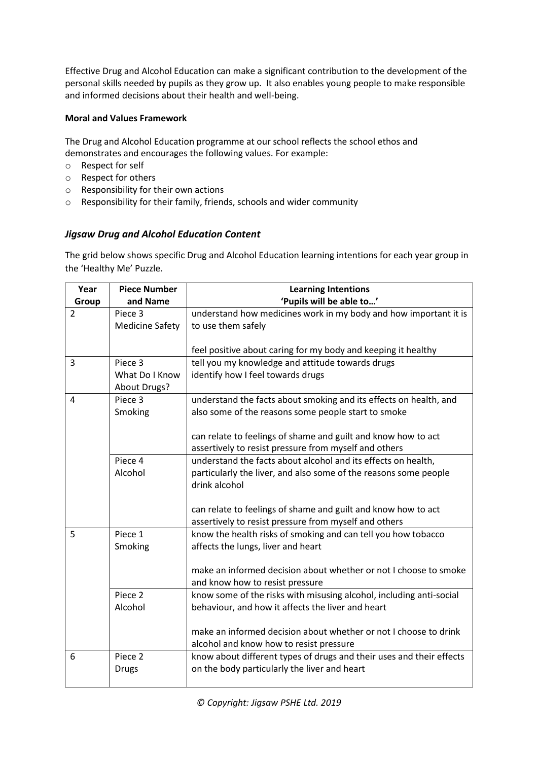Effective Drug and Alcohol Education can make a significant contribution to the development of the personal skills needed by pupils as they grow up. It also enables young people to make responsible and informed decisions about their health and well-being.

**Moral and Values Framework**

The Drug and Alcohol Education programme at our school reflects the school ethos and demonstrates and encourages the following values. For example:

- Respect for self
- Respect for others
- Responsibility for their own actions
- Responsibility for their family, friends, schools and wider community

### ***Jigsaw Drug and Alcohol Education Content***

The grid below shows specific Drug and Alcohol Education learning intentions for each year group in the 'Healthy Me' Puzzle.

| Year Group | Piece Number and Name | Learning Intentions 'Pupils will be able to…' |
|---|---|---|
| 2 | Piece 3 Medicine Safety | understand how medicines work in my body and how important it is to use them safely<br><br>feel positive about caring for my body and keeping it healthy |
| 3 | Piece 3 What Do I Know About Drugs? | tell you my knowledge and attitude towards drugs<br>identify how I feel towards drugs |
| 4 | Piece 3 Smoking | understand the facts about smoking and its effects on health, and also some of the reasons some people start to smoke<br><br>can relate to feelings of shame and guilt and know how to act assertively to resist pressure from myself and others |
| | Piece 4 Alcohol | understand the facts about alcohol and its effects on health, particularly the liver, and also some of the reasons some people drink alcohol<br><br>can relate to feelings of shame and guilt and know how to act assertively to resist pressure from myself and others |
| 5 | Piece 1 Smoking | know the health risks of smoking and can tell you how tobacco affects the lungs, liver and heart<br><br>make an informed decision about whether or not I choose to smoke and know how to resist pressure |
| | Piece 2 Alcohol | know some of the risks with misusing alcohol, including anti-social behaviour, and how it affects the liver and heart<br><br>make an informed decision about whether or not I choose to drink alcohol and know how to resist pressure |
| 6 | Piece 2 Drugs | know about different types of drugs and their uses and their effects on the body particularly the liver and heart |

*© Copyright: Jigsaw PSHE Ltd. 2019*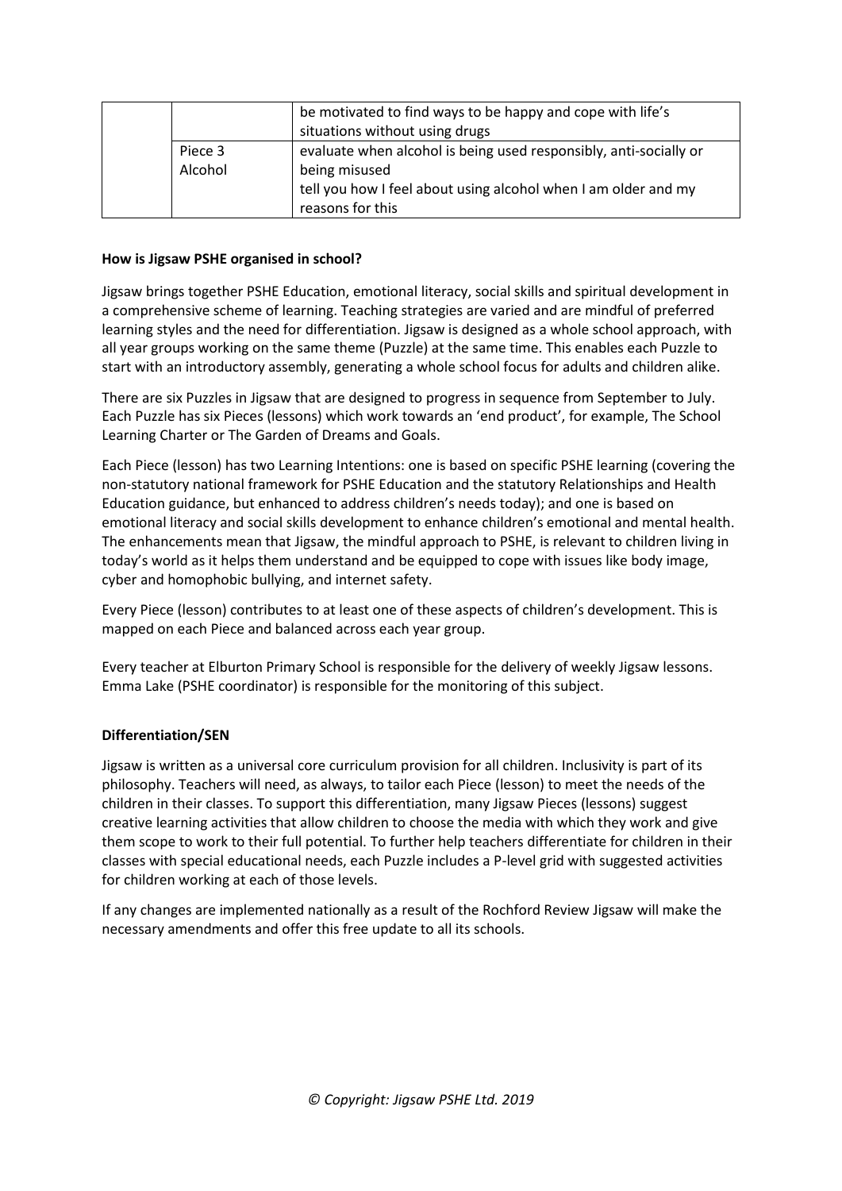| | | |
|---|---|---|
| | | be motivated to find ways to be happy and cope with life's situations without using drugs |
| | Piece 3 Alcohol | evaluate when alcohol is being used responsibly, anti-socially or being misused<br>tell you how I feel about using alcohol when I am older and my reasons for this |

**How is Jigsaw PSHE organised in school?**

Jigsaw brings together PSHE Education, emotional literacy, social skills and spiritual development in a comprehensive scheme of learning. Teaching strategies are varied and are mindful of preferred learning styles and the need for differentiation. Jigsaw is designed as a whole school approach, with all year groups working on the same theme (Puzzle) at the same time. This enables each Puzzle to start with an introductory assembly, generating a whole school focus for adults and children alike.

There are six Puzzles in Jigsaw that are designed to progress in sequence from September to July. Each Puzzle has six Pieces (lessons) which work towards an 'end product', for example, The School Learning Charter or The Garden of Dreams and Goals.

Each Piece (lesson) has two Learning Intentions: one is based on specific PSHE learning (covering the non-statutory national framework for PSHE Education and the statutory Relationships and Health Education guidance, but enhanced to address children's needs today); and one is based on emotional literacy and social skills development to enhance children's emotional and mental health. The enhancements mean that Jigsaw, the mindful approach to PSHE, is relevant to children living in today's world as it helps them understand and be equipped to cope with issues like body image, cyber and homophobic bullying, and internet safety.

Every Piece (lesson) contributes to at least one of these aspects of children's development. This is mapped on each Piece and balanced across each year group.

Every teacher at Elburton Primary School is responsible for the delivery of weekly Jigsaw lessons. Emma Lake (PSHE coordinator) is responsible for the monitoring of this subject.

**Differentiation/SEN**

Jigsaw is written as a universal core curriculum provision for all children. Inclusivity is part of its philosophy. Teachers will need, as always, to tailor each Piece (lesson) to meet the needs of the children in their classes. To support this differentiation, many Jigsaw Pieces (lessons) suggest creative learning activities that allow children to choose the media with which they work and give them scope to work to their full potential. To further help teachers differentiate for children in their classes with special educational needs, each Puzzle includes a P-level grid with suggested activities for children working at each of those levels.

If any changes are implemented nationally as a result of the Rochford Review Jigsaw will make the necessary amendments and offer this free update to all its schools.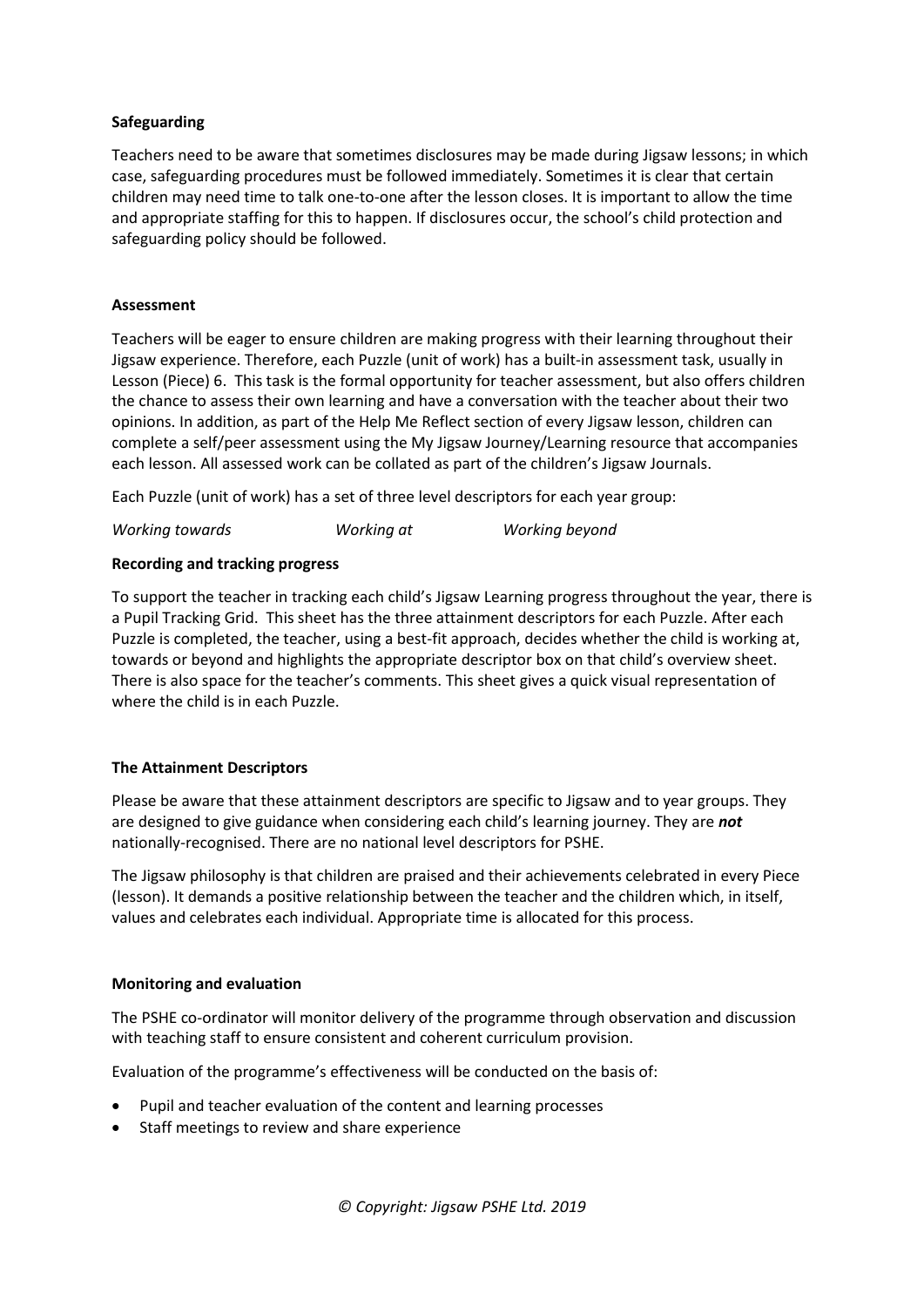**Safeguarding**

Teachers need to be aware that sometimes disclosures may be made during Jigsaw lessons; in which case, safeguarding procedures must be followed immediately. Sometimes it is clear that certain children may need time to talk one-to-one after the lesson closes. It is important to allow the time and appropriate staffing for this to happen. If disclosures occur, the school's child protection and safeguarding policy should be followed.

**Assessment**

Teachers will be eager to ensure children are making progress with their learning throughout their Jigsaw experience. Therefore, each Puzzle (unit of work) has a built-in assessment task, usually in Lesson (Piece) 6. This task is the formal opportunity for teacher assessment, but also offers children the chance to assess their own learning and have a conversation with the teacher about their two opinions. In addition, as part of the Help Me Reflect section of every Jigsaw lesson, children can complete a self/peer assessment using the My Jigsaw Journey/Learning resource that accompanies each lesson. All assessed work can be collated as part of the children's Jigsaw Journals.

Each Puzzle (unit of work) has a set of three level descriptors for each year group:

*Working towards* *Working at* *Working beyond*

**Recording and tracking progress**

To support the teacher in tracking each child's Jigsaw Learning progress throughout the year, there is a Pupil Tracking Grid. This sheet has the three attainment descriptors for each Puzzle. After each Puzzle is completed, the teacher, using a best-fit approach, decides whether the child is working at, towards or beyond and highlights the appropriate descriptor box on that child's overview sheet. There is also space for the teacher's comments. This sheet gives a quick visual representation of where the child is in each Puzzle.

**The Attainment Descriptors**

Please be aware that these attainment descriptors are specific to Jigsaw and to year groups. They are designed to give guidance when considering each child's learning journey. They are ***not*** nationally-recognised. There are no national level descriptors for PSHE.

The Jigsaw philosophy is that children are praised and their achievements celebrated in every Piece (lesson). It demands a positive relationship between the teacher and the children which, in itself, values and celebrates each individual. Appropriate time is allocated for this process.

**Monitoring and evaluation**

The PSHE co-ordinator will monitor delivery of the programme through observation and discussion with teaching staff to ensure consistent and coherent curriculum provision.

Evaluation of the programme's effectiveness will be conducted on the basis of:

- Pupil and teacher evaluation of the content and learning processes
- Staff meetings to review and share experience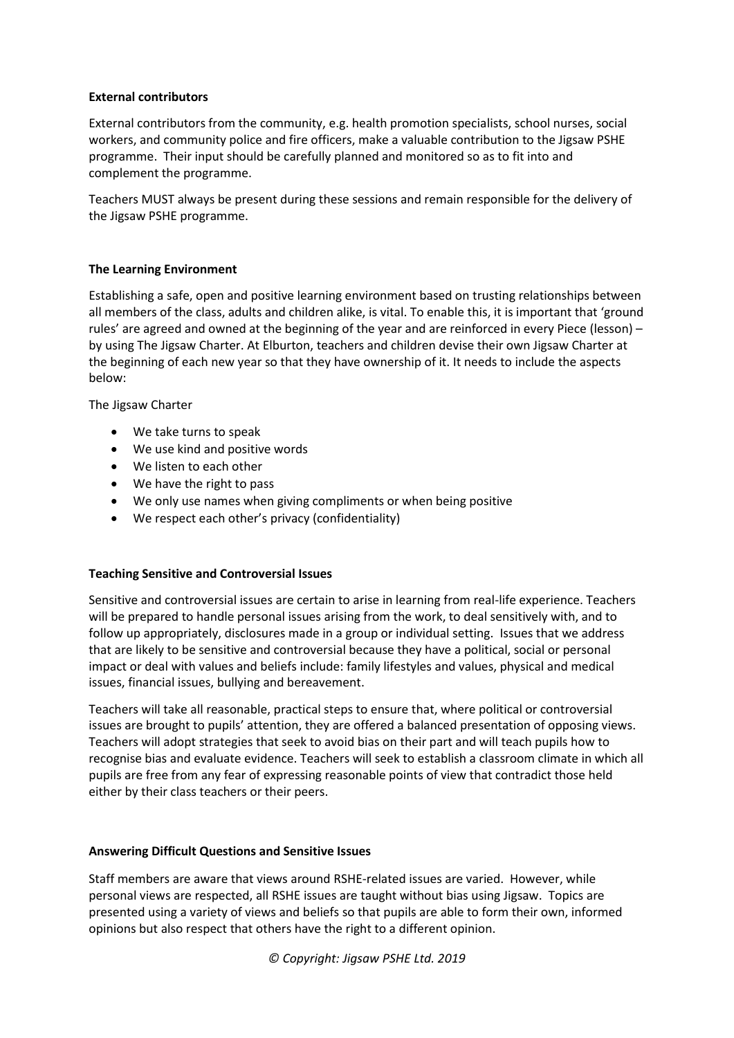**External contributors**

External contributors from the community, e.g. health promotion specialists, school nurses, social workers, and community police and fire officers, make a valuable contribution to the Jigsaw PSHE programme. Their input should be carefully planned and monitored so as to fit into and complement the programme.

Teachers MUST always be present during these sessions and remain responsible for the delivery of the Jigsaw PSHE programme.

**The Learning Environment**

Establishing a safe, open and positive learning environment based on trusting relationships between all members of the class, adults and children alike, is vital. To enable this, it is important that 'ground rules' are agreed and owned at the beginning of the year and are reinforced in every Piece (lesson) – by using The Jigsaw Charter. At Elburton, teachers and children devise their own Jigsaw Charter at the beginning of each new year so that they have ownership of it. It needs to include the aspects below:

The Jigsaw Charter

- We take turns to speak
- We use kind and positive words
- We listen to each other
- We have the right to pass
- We only use names when giving compliments or when being positive
- We respect each other's privacy (confidentiality)

**Teaching Sensitive and Controversial Issues**

Sensitive and controversial issues are certain to arise in learning from real-life experience. Teachers will be prepared to handle personal issues arising from the work, to deal sensitively with, and to follow up appropriately, disclosures made in a group or individual setting. Issues that we address that are likely to be sensitive and controversial because they have a political, social or personal impact or deal with values and beliefs include: family lifestyles and values, physical and medical issues, financial issues, bullying and bereavement.

Teachers will take all reasonable, practical steps to ensure that, where political or controversial issues are brought to pupils' attention, they are offered a balanced presentation of opposing views. Teachers will adopt strategies that seek to avoid bias on their part and will teach pupils how to recognise bias and evaluate evidence. Teachers will seek to establish a classroom climate in which all pupils are free from any fear of expressing reasonable points of view that contradict those held either by their class teachers or their peers.

**Answering Difficult Questions and Sensitive Issues**

Staff members are aware that views around RSHE-related issues are varied. However, while personal views are respected, all RSHE issues are taught without bias using Jigsaw. Topics are presented using a variety of views and beliefs so that pupils are able to form their own, informed opinions but also respect that others have the right to a different opinion.

*© Copyright: Jigsaw PSHE Ltd. 2019*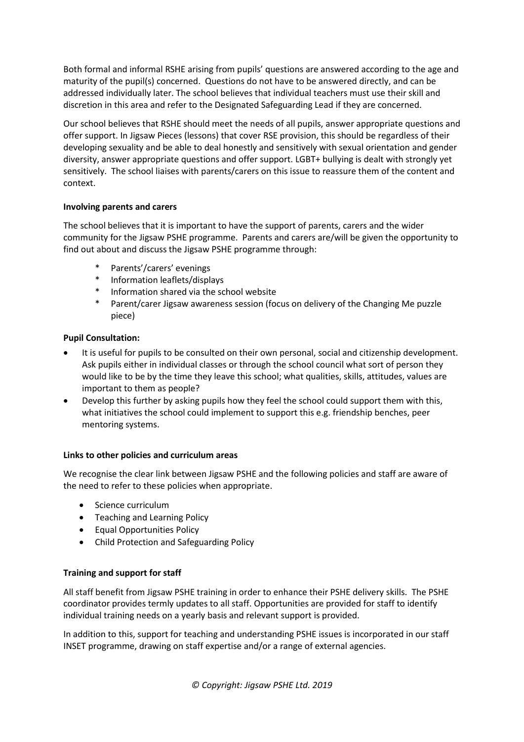Both formal and informal RSHE arising from pupils' questions are answered according to the age and maturity of the pupil(s) concerned. Questions do not have to be answered directly, and can be addressed individually later. The school believes that individual teachers must use their skill and discretion in this area and refer to the Designated Safeguarding Lead if they are concerned.

Our school believes that RSHE should meet the needs of all pupils, answer appropriate questions and offer support. In Jigsaw Pieces (lessons) that cover RSE provision, this should be regardless of their developing sexuality and be able to deal honestly and sensitively with sexual orientation and gender diversity, answer appropriate questions and offer support. LGBT+ bullying is dealt with strongly yet sensitively. The school liaises with parents/carers on this issue to reassure them of the content and context.

**Involving parents and carers**

The school believes that it is important to have the support of parents, carers and the wider community for the Jigsaw PSHE programme. Parents and carers are/will be given the opportunity to find out about and discuss the Jigsaw PSHE programme through:

* Parents'/carers' evenings
* Information leaflets/displays
* Information shared via the school website
* Parent/carer Jigsaw awareness session (focus on delivery of the Changing Me puzzle piece)

**Pupil Consultation:**

- It is useful for pupils to be consulted on their own personal, social and citizenship development. Ask pupils either in individual classes or through the school council what sort of person they would like to be by the time they leave this school; what qualities, skills, attitudes, values are important to them as people?
- Develop this further by asking pupils how they feel the school could support them with this, what initiatives the school could implement to support this e.g. friendship benches, peer mentoring systems.

**Links to other policies and curriculum areas**

We recognise the clear link between Jigsaw PSHE and the following policies and staff are aware of the need to refer to these policies when appropriate.

- Science curriculum
- Teaching and Learning Policy
- Equal Opportunities Policy
- Child Protection and Safeguarding Policy

**Training and support for staff**

All staff benefit from Jigsaw PSHE training in order to enhance their PSHE delivery skills. The PSHE coordinator provides termly updates to all staff. Opportunities are provided for staff to identify individual training needs on a yearly basis and relevant support is provided.

In addition to this, support for teaching and understanding PSHE issues is incorporated in our staff INSET programme, drawing on staff expertise and/or a range of external agencies.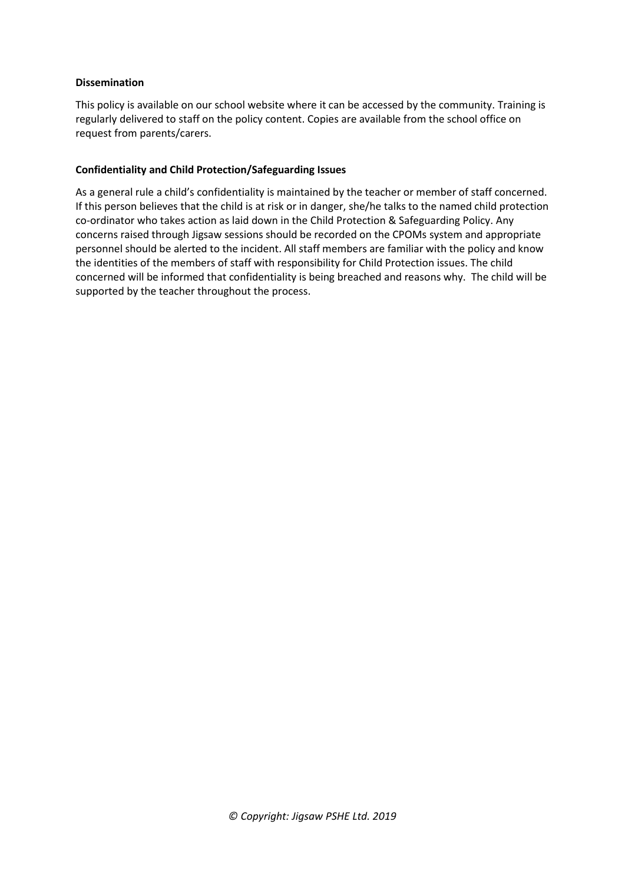**Dissemination**

This policy is available on our school website where it can be accessed by the community. Training is regularly delivered to staff on the policy content. Copies are available from the school office on request from parents/carers.

**Confidentiality and Child Protection/Safeguarding Issues**

As a general rule a child's confidentiality is maintained by the teacher or member of staff concerned. If this person believes that the child is at risk or in danger, she/he talks to the named child protection co-ordinator who takes action as laid down in the Child Protection & Safeguarding Policy. Any concerns raised through Jigsaw sessions should be recorded on the CPOMs system and appropriate personnel should be alerted to the incident. All staff members are familiar with the policy and know the identities of the members of staff with responsibility for Child Protection issues. The child concerned will be informed that confidentiality is being breached and reasons why. The child will be supported by the teacher throughout the process.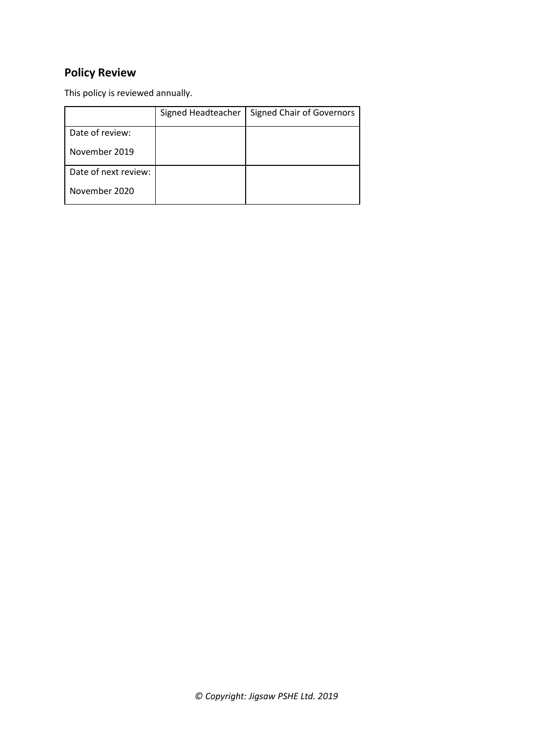## Policy Review

This policy is reviewed annually.

| | Signed Headteacher | Signed Chair of Governors |
|---|---|---|
| Date of review: November 2019 | | |
| Date of next review: November 2020 | | |

*© Copyright: Jigsaw PSHE Ltd. 2019*